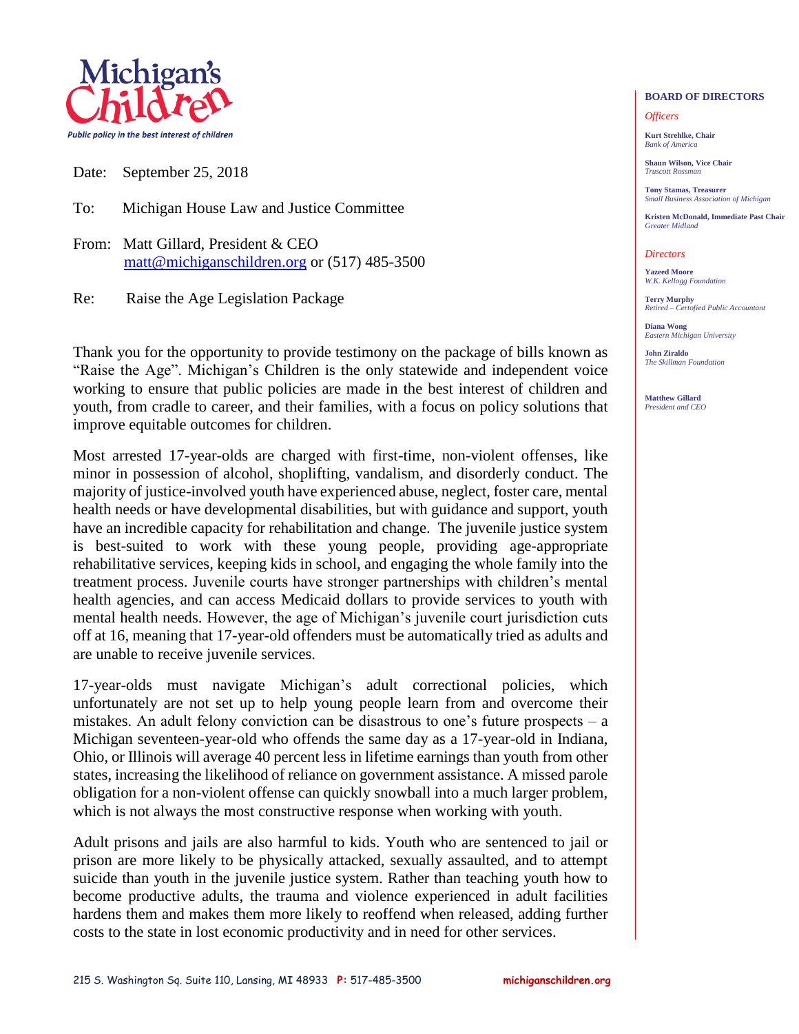Michigan's Children

*Public policy in the best interest of children*

Date: September 25, 2018

To: Michigan House Law and Justice Committee

From: Matt Gillard, President & CEO
matt@michiganschildren.org or (517) 485-3500

Re: Raise the Age Legislation Package

**BOARD OF DIRECTORS**

*Officers*

**Kurt Strehlke, Chair**
*Bank of America*

**Shaun Wilson, Vice Chair**
*Truscott Rossman*

**Tony Stamas, Treasurer**
*Small Business Association of Michigan*

**Kristen McDonald, Immediate Past Chair**
*Greater Midland*

*Directors*

**Yazeed Moore**
*W.K. Kellogg Foundation*

**Terry Murphy**
*Retired – Certified Public Accountant*

**Diana Wong**
*Eastern Michigan University*

**John Ziraldo**
*The Skillman Foundation*

**Matthew Gillard**
*President and CEO*

Thank you for the opportunity to provide testimony on the package of bills known as "Raise the Age". Michigan's Children is the only statewide and independent voice working to ensure that public policies are made in the best interest of children and youth, from cradle to career, and their families, with a focus on policy solutions that improve equitable outcomes for children.

Most arrested 17-year-olds are charged with first-time, non-violent offenses, like minor in possession of alcohol, shoplifting, vandalism, and disorderly conduct. The majority of justice-involved youth have experienced abuse, neglect, foster care, mental health needs or have developmental disabilities, but with guidance and support, youth have an incredible capacity for rehabilitation and change. The juvenile justice system is best-suited to work with these young people, providing age-appropriate rehabilitative services, keeping kids in school, and engaging the whole family into the treatment process. Juvenile courts have stronger partnerships with children's mental health agencies, and can access Medicaid dollars to provide services to youth with mental health needs. However, the age of Michigan's juvenile court jurisdiction cuts off at 16, meaning that 17-year-old offenders must be automatically tried as adults and are unable to receive juvenile services.

17-year-olds must navigate Michigan's adult correctional policies, which unfortunately are not set up to help young people learn from and overcome their mistakes. An adult felony conviction can be disastrous to one's future prospects – a Michigan seventeen-year-old who offends the same day as a 17-year-old in Indiana, Ohio, or Illinois will average 40 percent less in lifetime earnings than youth from other states, increasing the likelihood of reliance on government assistance. A missed parole obligation for a non-violent offense can quickly snowball into a much larger problem, which is not always the most constructive response when working with youth.

Adult prisons and jails are also harmful to kids. Youth who are sentenced to jail or prison are more likely to be physically attacked, sexually assaulted, and to attempt suicide than youth in the juvenile justice system. Rather than teaching youth how to become productive adults, the trauma and violence experienced in adult facilities hardens them and makes them more likely to reoffend when released, adding further costs to the state in lost economic productivity and in need for other services.

215 S. Washington Sq. Suite 110, Lansing, MI 48933 **P:** 517-485-3500 **michiganschildren.org**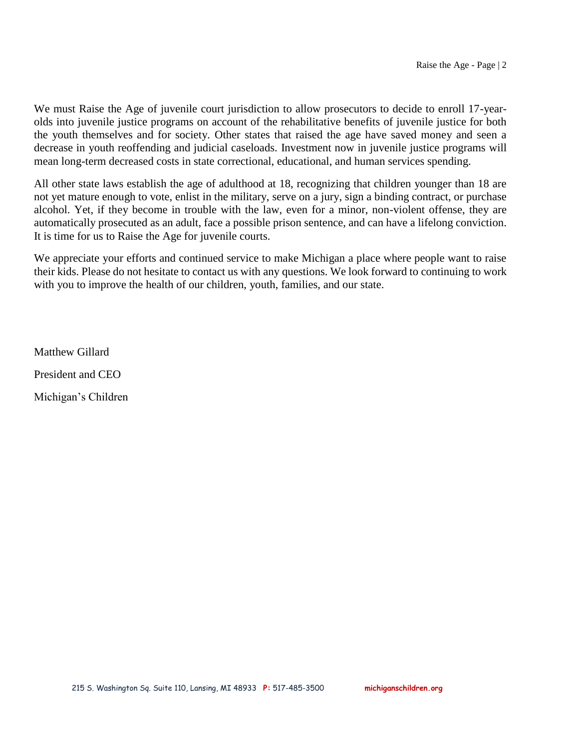We must Raise the Age of juvenile court jurisdiction to allow prosecutors to decide to enroll 17-year-olds into juvenile justice programs on account of the rehabilitative benefits of juvenile justice for both the youth themselves and for society. Other states that raised the age have saved money and seen a decrease in youth reoffending and judicial caseloads. Investment now in juvenile justice programs will mean long-term decreased costs in state correctional, educational, and human services spending.

All other state laws establish the age of adulthood at 18, recognizing that children younger than 18 are not yet mature enough to vote, enlist in the military, serve on a jury, sign a binding contract, or purchase alcohol. Yet, if they become in trouble with the law, even for a minor, non-violent offense, they are automatically prosecuted as an adult, face a possible prison sentence, and can have a lifelong conviction. It is time for us to Raise the Age for juvenile courts.

We appreciate your efforts and continued service to make Michigan a place where people want to raise their kids. Please do not hesitate to contact us with any questions. We look forward to continuing to work with you to improve the health of our children, youth, families, and our state.

Matthew Gillard

President and CEO

Michigan's Children